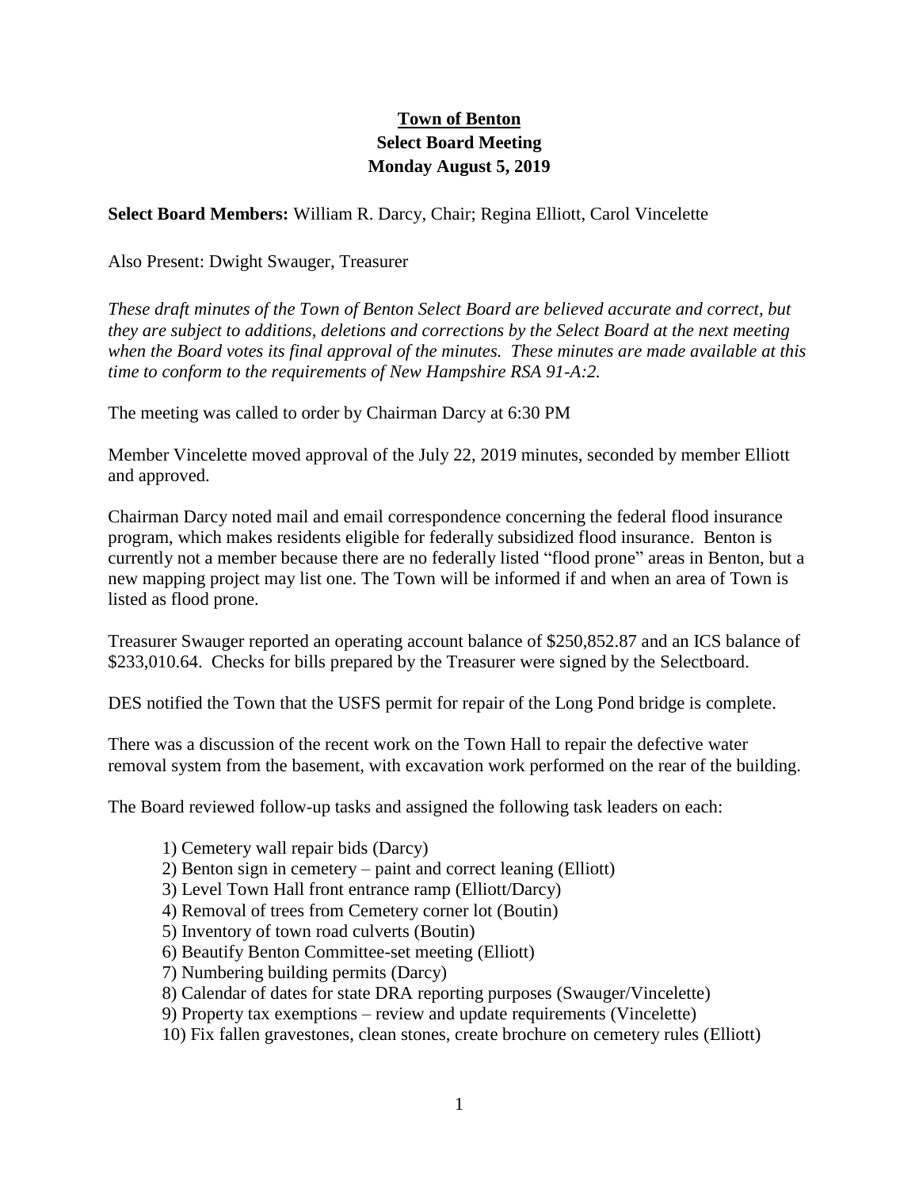# Town of Benton
## Select Board Meeting
## Monday August 5, 2019

**Select Board Members:** William R. Darcy, Chair; Regina Elliott, Carol Vincelette

Also Present: Dwight Swauger, Treasurer

*These draft minutes of the Town of Benton Select Board are believed accurate and correct, but they are subject to additions, deletions and corrections by the Select Board at the next meeting when the Board votes its final approval of the minutes. These minutes are made available at this time to conform to the requirements of New Hampshire RSA 91-A:2.*

The meeting was called to order by Chairman Darcy at 6:30 PM

Member Vincelette moved approval of the July 22, 2019 minutes, seconded by member Elliott and approved.

Chairman Darcy noted mail and email correspondence concerning the federal flood insurance program, which makes residents eligible for federally subsidized flood insurance. Benton is currently not a member because there are no federally listed "flood prone" areas in Benton, but a new mapping project may list one. The Town will be informed if and when an area of Town is listed as flood prone.

Treasurer Swauger reported an operating account balance of $250,852.87 and an ICS balance of $233,010.64. Checks for bills prepared by the Treasurer were signed by the Selectboard.

DES notified the Town that the USFS permit for repair of the Long Pond bridge is complete.

There was a discussion of the recent work on the Town Hall to repair the defective water removal system from the basement, with excavation work performed on the rear of the building.

The Board reviewed follow-up tasks and assigned the following task leaders on each:

1) Cemetery wall repair bids (Darcy)
2) Benton sign in cemetery – paint and correct leaning (Elliott)
3) Level Town Hall front entrance ramp (Elliott/Darcy)
4) Removal of trees from Cemetery corner lot (Boutin)
5) Inventory of town road culverts (Boutin)
6) Beautify Benton Committee-set meeting (Elliott)
7) Numbering building permits (Darcy)
8) Calendar of dates for state DRA reporting purposes (Swauger/Vincelette)
9) Property tax exemptions – review and update requirements (Vincelette)
10) Fix fallen gravestones, clean stones, create brochure on cemetery rules (Elliott)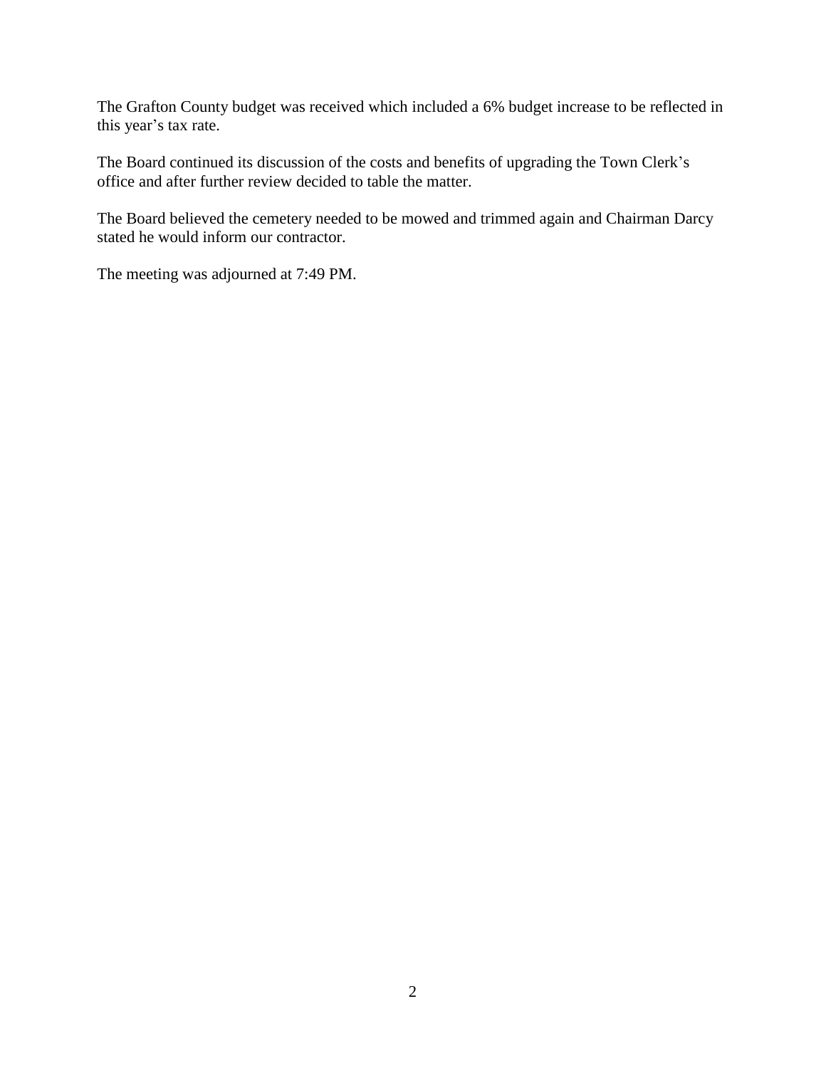The Grafton County budget was received which included a 6% budget increase to be reflected in this year's tax rate.

The Board continued its discussion of the costs and benefits of upgrading the Town Clerk's office and after further review decided to table the matter.

The Board believed the cemetery needed to be mowed and trimmed again and Chairman Darcy stated he would inform our contractor.

The meeting was adjourned at 7:49 PM.